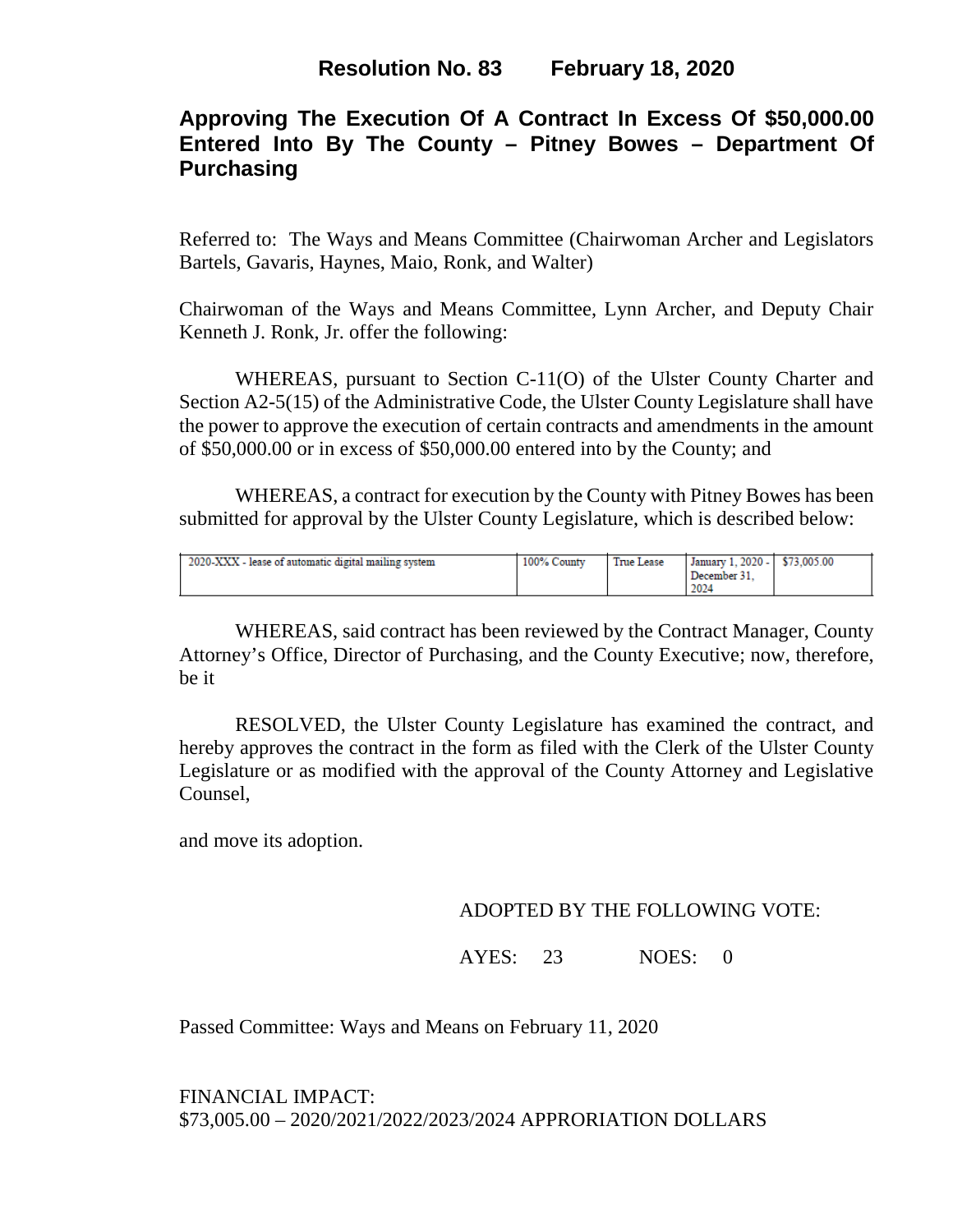# Resolution No. 83 February 18, 2020

## Approving The Execution Of A Contract In Excess Of $50,000.00 Entered Into By The County – Pitney Bowes – Department Of Purchasing

Referred to: The Ways and Means Committee (Chairwoman Archer and Legislators Bartels, Gavaris, Haynes, Maio, Ronk, and Walter)

Chairwoman of the Ways and Means Committee, Lynn Archer, and Deputy Chair Kenneth J. Ronk, Jr. offer the following:

WHEREAS, pursuant to Section C-11(O) of the Ulster County Charter and Section A2-5(15) of the Administrative Code, the Ulster County Legislature shall have the power to approve the execution of certain contracts and amendments in the amount of $50,000.00 or in excess of $50,000.00 entered into by the County; and

WHEREAS, a contract for execution by the County with Pitney Bowes has been submitted for approval by the Ulster County Legislature, which is described below:

| | | | | |
|---|---|---|---|---|
| 2020-XXX - lease of automatic digital mailing system | 100% County | True Lease | January 1, 2020 - December 31, 2024 | $73,005.00 |

WHEREAS, said contract has been reviewed by the Contract Manager, County Attorney's Office, Director of Purchasing, and the County Executive; now, therefore, be it

RESOLVED, the Ulster County Legislature has examined the contract, and hereby approves the contract in the form as filed with the Clerk of the Ulster County Legislature or as modified with the approval of the County Attorney and Legislative Counsel,

and move its adoption.

ADOPTED BY THE FOLLOWING VOTE:

AYES: 23 NOES: 0

Passed Committee: Ways and Means on February 11, 2020

FINANCIAL IMPACT:
$73,005.00 – 2020/2021/2022/2023/2024 APPRORIATION DOLLARS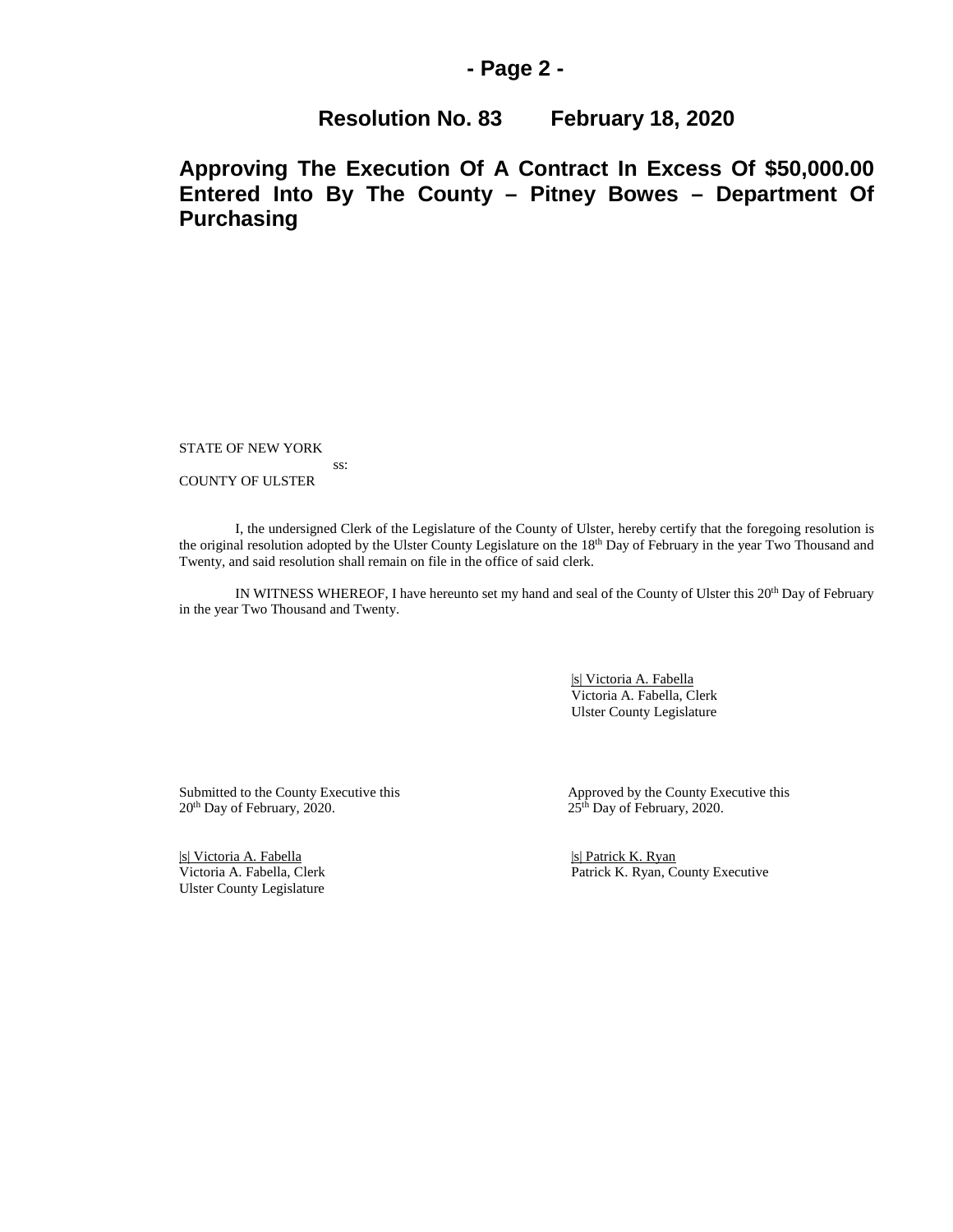## Resolution No. 83 February 18, 2020

## Approving The Execution Of A Contract In Excess Of $50,000.00 Entered Into By The County – Pitney Bowes – Department Of Purchasing

STATE OF NEW YORK
ss:
COUNTY OF ULSTER

I, the undersigned Clerk of the Legislature of the County of Ulster, hereby certify that the foregoing resolution is the original resolution adopted by the Ulster County Legislature on the 18th Day of February in the year Two Thousand and Twenty, and said resolution shall remain on file in the office of said clerk.

IN WITNESS WHEREOF, I have hereunto set my hand and seal of the County of Ulster this 20th Day of February in the year Two Thousand and Twenty.

|s| Victoria A. Fabella
Victoria A. Fabella, Clerk
Ulster County Legislature

Submitted to the County Executive this
20th Day of February, 2020.

|s| Victoria A. Fabella
Victoria A. Fabella, Clerk
Ulster County Legislature

Approved by the County Executive this
25th Day of February, 2020.

|s| Patrick K. Ryan
Patrick K. Ryan, County Executive